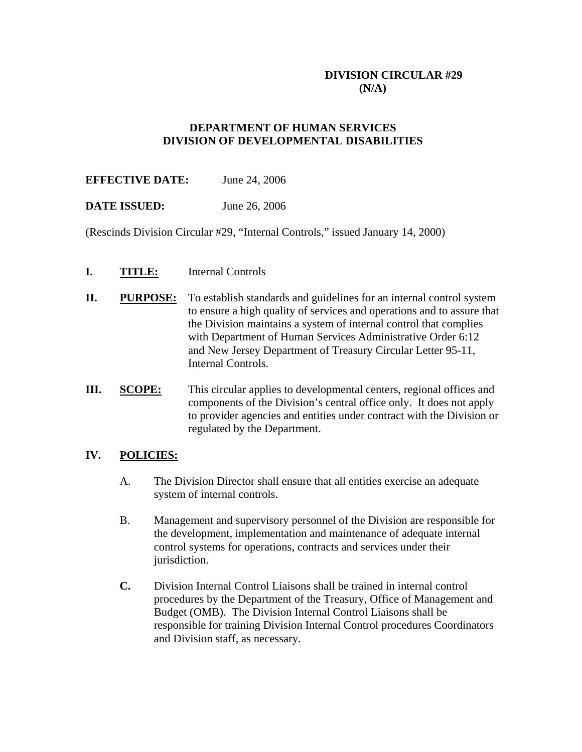**DIVISION CIRCULAR #29**
**(N/A)**

**DEPARTMENT OF HUMAN SERVICES**
**DIVISION OF DEVELOPMENTAL DISABILITIES**

**EFFECTIVE DATE:** June 24, 2006

**DATE ISSUED:** June 26, 2006

(Rescinds Division Circular #29, "Internal Controls," issued January 14, 2000)

**I. TITLE:** Internal Controls

**II. PURPOSE:** To establish standards and guidelines for an internal control system to ensure a high quality of services and operations and to assure that the Division maintains a system of internal control that complies with Department of Human Services Administrative Order 6:12 and New Jersey Department of Treasury Circular Letter 95-11, Internal Controls.

**III. SCOPE:** This circular applies to developmental centers, regional offices and components of the Division's central office only. It does not apply to provider agencies and entities under contract with the Division or regulated by the Department.

**IV. POLICIES:**

A. The Division Director shall ensure that all entities exercise an adequate system of internal controls.

B. Management and supervisory personnel of the Division are responsible for the development, implementation and maintenance of adequate internal control systems for operations, contracts and services under their jurisdiction.

**C.** Division Internal Control Liaisons shall be trained in internal control procedures by the Department of the Treasury, Office of Management and Budget (OMB). The Division Internal Control Liaisons shall be responsible for training Division Internal Control procedures Coordinators and Division staff, as necessary.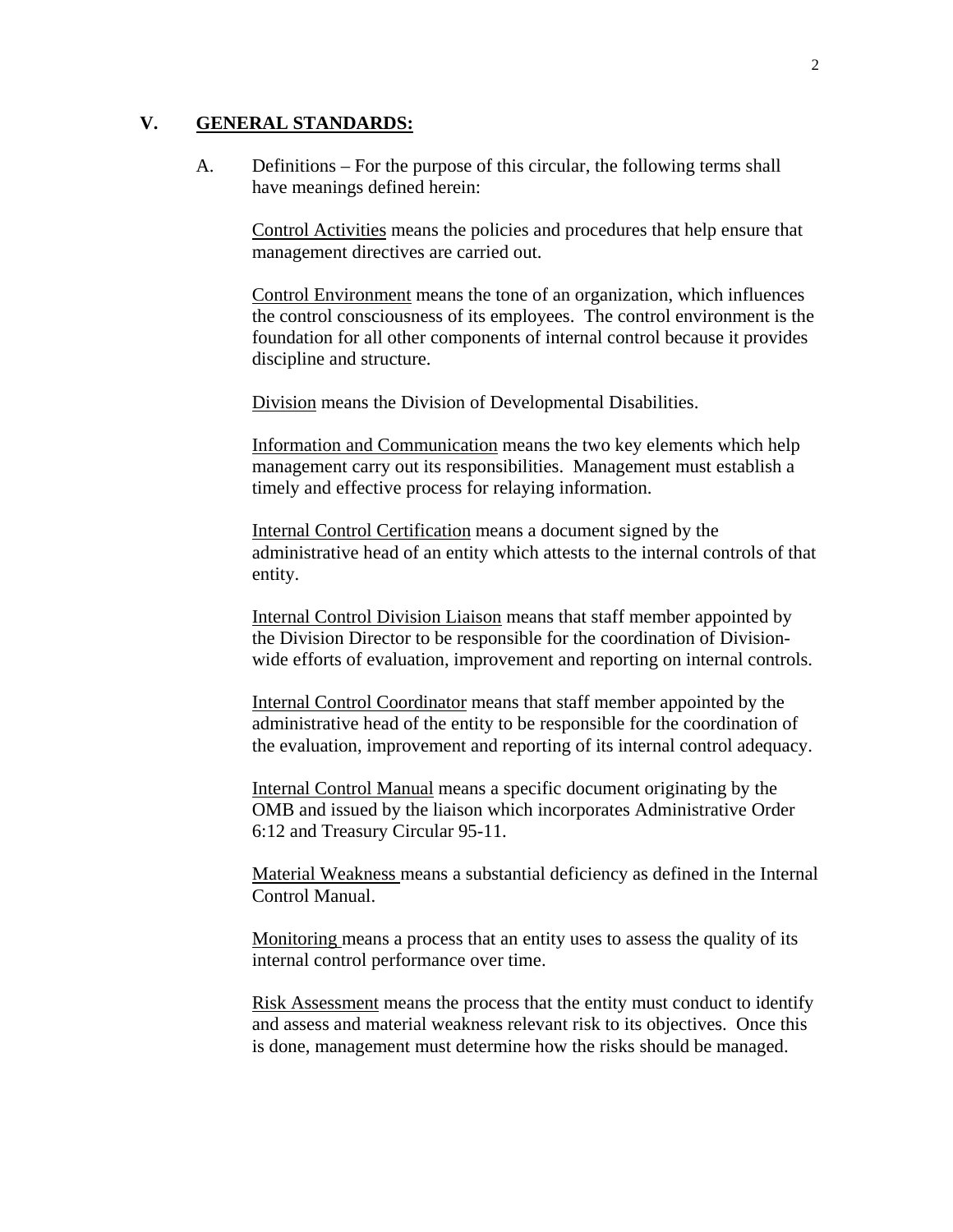## V. GENERAL STANDARDS:

A. Definitions – For the purpose of this circular, the following terms shall have meanings defined herein:

Control Activities means the policies and procedures that help ensure that management directives are carried out.

Control Environment means the tone of an organization, which influences the control consciousness of its employees. The control environment is the foundation for all other components of internal control because it provides discipline and structure.

Division means the Division of Developmental Disabilities.

Information and Communication means the two key elements which help management carry out its responsibilities. Management must establish a timely and effective process for relaying information.

Internal Control Certification means a document signed by the administrative head of an entity which attests to the internal controls of that entity.

Internal Control Division Liaison means that staff member appointed by the Division Director to be responsible for the coordination of Division-wide efforts of evaluation, improvement and reporting on internal controls.

Internal Control Coordinator means that staff member appointed by the administrative head of the entity to be responsible for the coordination of the evaluation, improvement and reporting of its internal control adequacy.

Internal Control Manual means a specific document originating by the OMB and issued by the liaison which incorporates Administrative Order 6:12 and Treasury Circular 95-11.

Material Weakness means a substantial deficiency as defined in the Internal Control Manual.

Monitoring means a process that an entity uses to assess the quality of its internal control performance over time.

Risk Assessment means the process that the entity must conduct to identify and assess and material weakness relevant risk to its objectives. Once this is done, management must determine how the risks should be managed.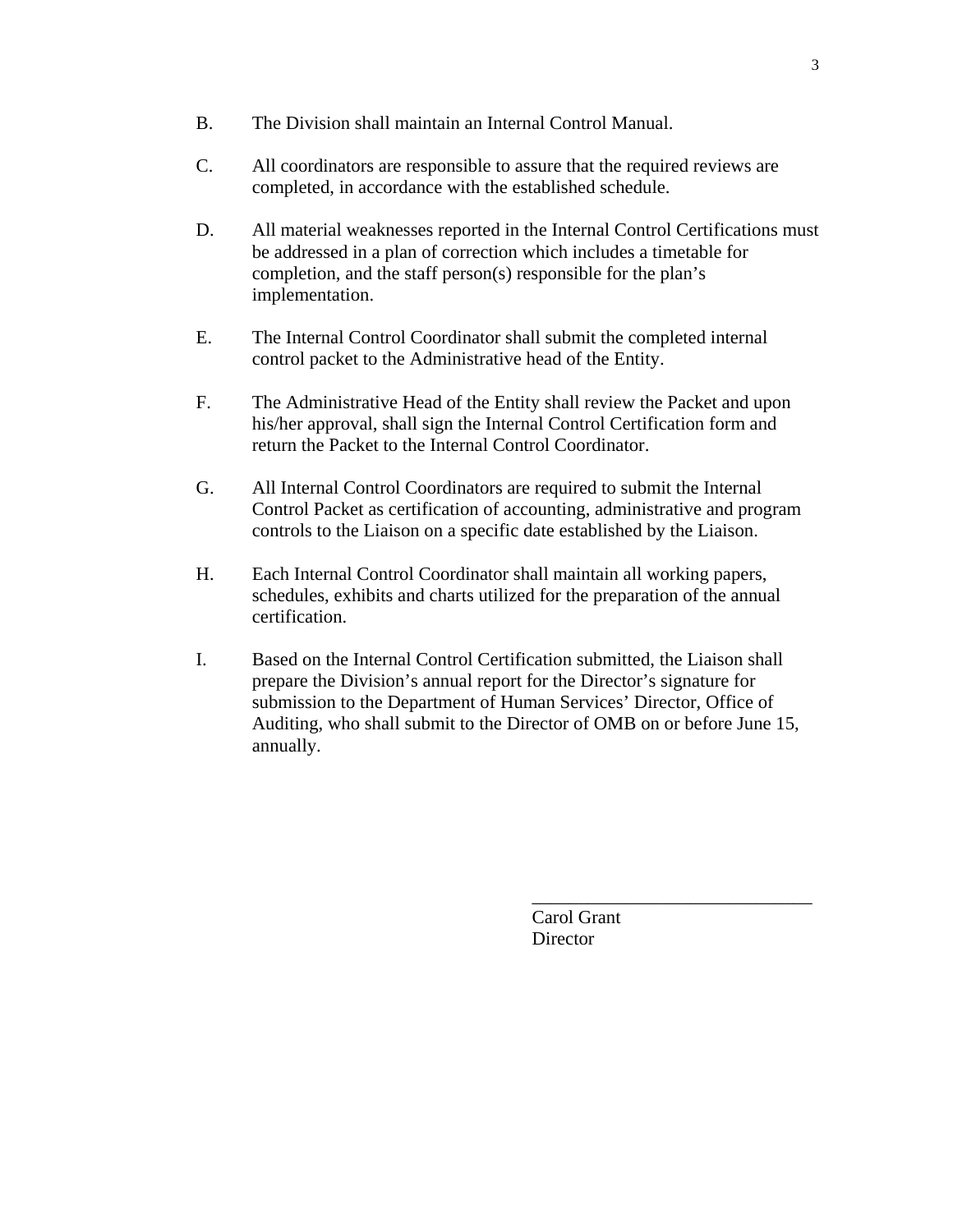B. The Division shall maintain an Internal Control Manual.

C. All coordinators are responsible to assure that the required reviews are completed, in accordance with the established schedule.

D. All material weaknesses reported in the Internal Control Certifications must be addressed in a plan of correction which includes a timetable for completion, and the staff person(s) responsible for the plan's implementation.

E. The Internal Control Coordinator shall submit the completed internal control packet to the Administrative head of the Entity.

F. The Administrative Head of the Entity shall review the Packet and upon his/her approval, shall sign the Internal Control Certification form and return the Packet to the Internal Control Coordinator.

G. All Internal Control Coordinators are required to submit the Internal Control Packet as certification of accounting, administrative and program controls to the Liaison on a specific date established by the Liaison.

H. Each Internal Control Coordinator shall maintain all working papers, schedules, exhibits and charts utilized for the preparation of the annual certification.

I. Based on the Internal Control Certification submitted, the Liaison shall prepare the Division's annual report for the Director's signature for submission to the Department of Human Services' Director, Office of Auditing, who shall submit to the Director of OMB on or before June 15, annually.

\_\_\_\_\_\_\_\_\_\_\_\_\_\_\_\_\_\_\_\_\_\_\_\_\_\_\_\_\_\_

Carol Grant
Director